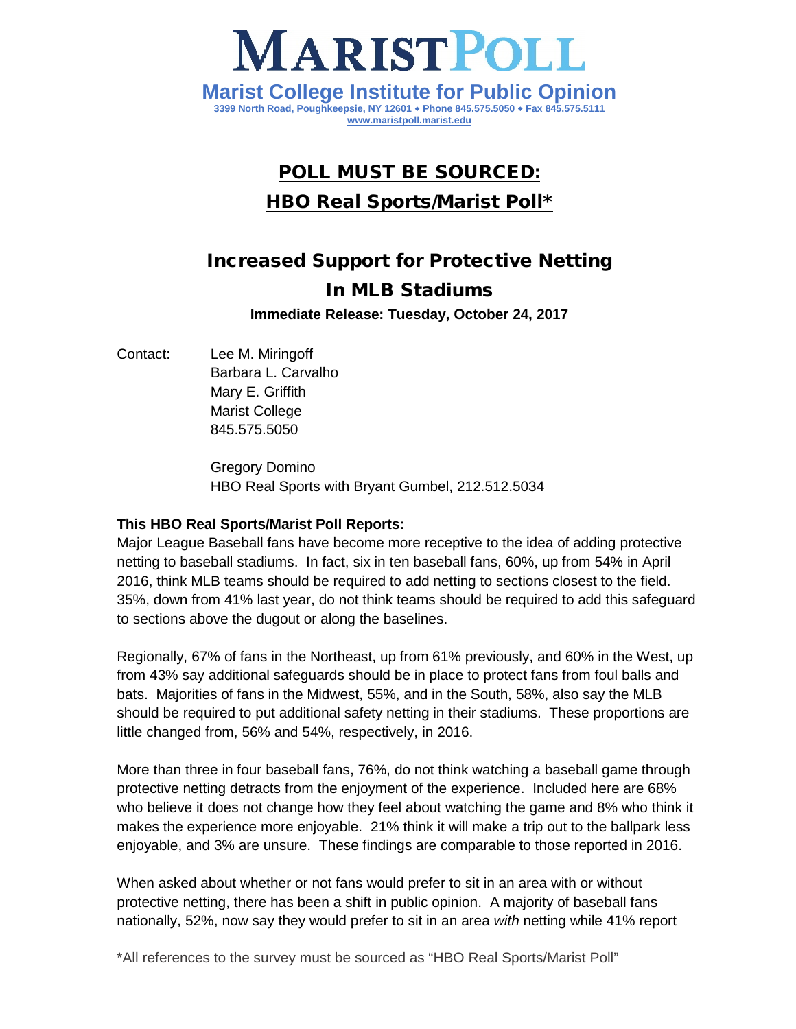# MARIST POLL

**Marist College Institute for Public Opinion**

3399 North Road, Poughkeepsie, NY 12601 ♦ Phone 845.575.5050 ♦ Fax 845.575.5111

www.maristpoll.marist.edu

## POLL MUST BE SOURCED:

## HBO Real Sports/Marist Poll*

# Increased Support for Protective Netting In MLB Stadiums

**Immediate Release: Tuesday, October 24, 2017**

Contact: Lee M. Miringoff
Barbara L. Carvalho
Mary E. Griffith
Marist College
845.575.5050

Gregory Domino
HBO Real Sports with Bryant Gumbel, 212.512.5034

**This HBO Real Sports/Marist Poll Reports:**

Major League Baseball fans have become more receptive to the idea of adding protective netting to baseball stadiums. In fact, six in ten baseball fans, 60%, up from 54% in April 2016, think MLB teams should be required to add netting to sections closest to the field. 35%, down from 41% last year, do not think teams should be required to add this safeguard to sections above the dugout or along the baselines.

Regionally, 67% of fans in the Northeast, up from 61% previously, and 60% in the West, up from 43% say additional safeguards should be in place to protect fans from foul balls and bats. Majorities of fans in the Midwest, 55%, and in the South, 58%, also say the MLB should be required to put additional safety netting in their stadiums. These proportions are little changed from, 56% and 54%, respectively, in 2016.

More than three in four baseball fans, 76%, do not think watching a baseball game through protective netting detracts from the enjoyment of the experience. Included here are 68% who believe it does not change how they feel about watching the game and 8% who think it makes the experience more enjoyable. 21% think it will make a trip out to the ballpark less enjoyable, and 3% are unsure. These findings are comparable to those reported in 2016.

When asked about whether or not fans would prefer to sit in an area with or without protective netting, there has been a shift in public opinion. A majority of baseball fans nationally, 52%, now say they would prefer to sit in an area *with* netting while 41% report

*All references to the survey must be sourced as "HBO Real Sports/Marist Poll"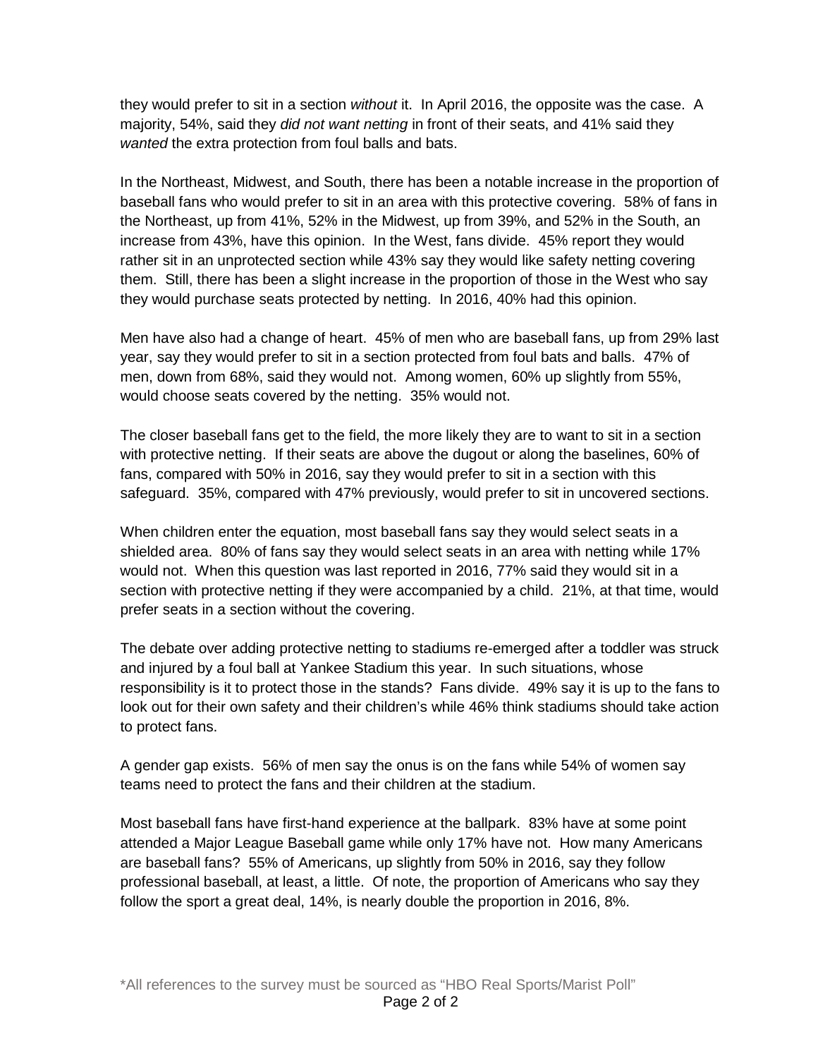they would prefer to sit in a section *without* it. In April 2016, the opposite was the case. A majority, 54%, said they *did not want netting* in front of their seats, and 41% said they *wanted* the extra protection from foul balls and bats.

In the Northeast, Midwest, and South, there has been a notable increase in the proportion of baseball fans who would prefer to sit in an area with this protective covering. 58% of fans in the Northeast, up from 41%, 52% in the Midwest, up from 39%, and 52% in the South, an increase from 43%, have this opinion. In the West, fans divide. 45% report they would rather sit in an unprotected section while 43% say they would like safety netting covering them. Still, there has been a slight increase in the proportion of those in the West who say they would purchase seats protected by netting. In 2016, 40% had this opinion.

Men have also had a change of heart. 45% of men who are baseball fans, up from 29% last year, say they would prefer to sit in a section protected from foul bats and balls. 47% of men, down from 68%, said they would not. Among women, 60% up slightly from 55%, would choose seats covered by the netting. 35% would not.

The closer baseball fans get to the field, the more likely they are to want to sit in a section with protective netting. If their seats are above the dugout or along the baselines, 60% of fans, compared with 50% in 2016, say they would prefer to sit in a section with this safeguard. 35%, compared with 47% previously, would prefer to sit in uncovered sections.

When children enter the equation, most baseball fans say they would select seats in a shielded area. 80% of fans say they would select seats in an area with netting while 17% would not. When this question was last reported in 2016, 77% said they would sit in a section with protective netting if they were accompanied by a child. 21%, at that time, would prefer seats in a section without the covering.

The debate over adding protective netting to stadiums re-emerged after a toddler was struck and injured by a foul ball at Yankee Stadium this year. In such situations, whose responsibility is it to protect those in the stands? Fans divide. 49% say it is up to the fans to look out for their own safety and their children's while 46% think stadiums should take action to protect fans.

A gender gap exists. 56% of men say the onus is on the fans while 54% of women say teams need to protect the fans and their children at the stadium.

Most baseball fans have first-hand experience at the ballpark. 83% have at some point attended a Major League Baseball game while only 17% have not. How many Americans are baseball fans? 55% of Americans, up slightly from 50% in 2016, say they follow professional baseball, at least, a little. Of note, the proportion of Americans who say they follow the sport a great deal, 14%, is nearly double the proportion in 2016, 8%.

*All references to the survey must be sourced as "HBO Real Sports/Marist Poll"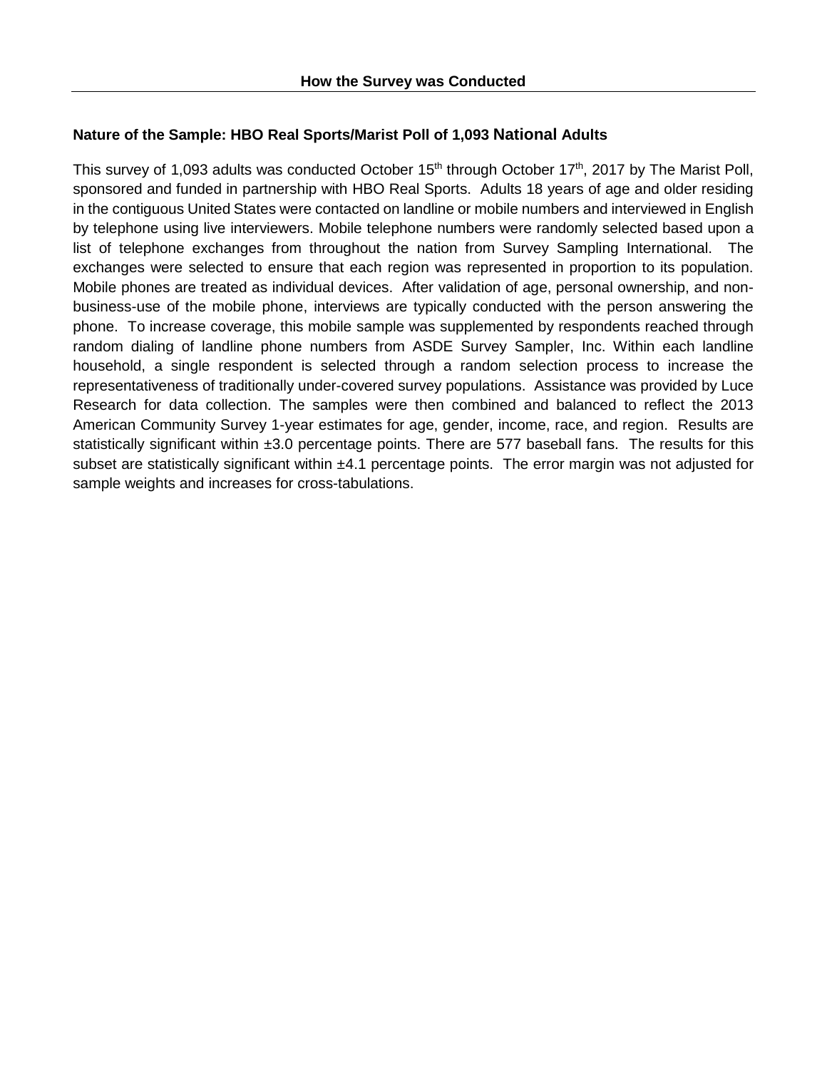## How the Survey was Conducted

### Nature of the Sample: HBO Real Sports/Marist Poll of 1,093 National Adults

This survey of 1,093 adults was conducted October 15th through October 17th, 2017 by The Marist Poll, sponsored and funded in partnership with HBO Real Sports. Adults 18 years of age and older residing in the contiguous United States were contacted on landline or mobile numbers and interviewed in English by telephone using live interviewers. Mobile telephone numbers were randomly selected based upon a list of telephone exchanges from throughout the nation from Survey Sampling International. The exchanges were selected to ensure that each region was represented in proportion to its population. Mobile phones are treated as individual devices. After validation of age, personal ownership, and non-business-use of the mobile phone, interviews are typically conducted with the person answering the phone. To increase coverage, this mobile sample was supplemented by respondents reached through random dialing of landline phone numbers from ASDE Survey Sampler, Inc. Within each landline household, a single respondent is selected through a random selection process to increase the representativeness of traditionally under-covered survey populations. Assistance was provided by Luce Research for data collection. The samples were then combined and balanced to reflect the 2013 American Community Survey 1-year estimates for age, gender, income, race, and region. Results are statistically significant within ±3.0 percentage points. There are 577 baseball fans. The results for this subset are statistically significant within ±4.1 percentage points. The error margin was not adjusted for sample weights and increases for cross-tabulations.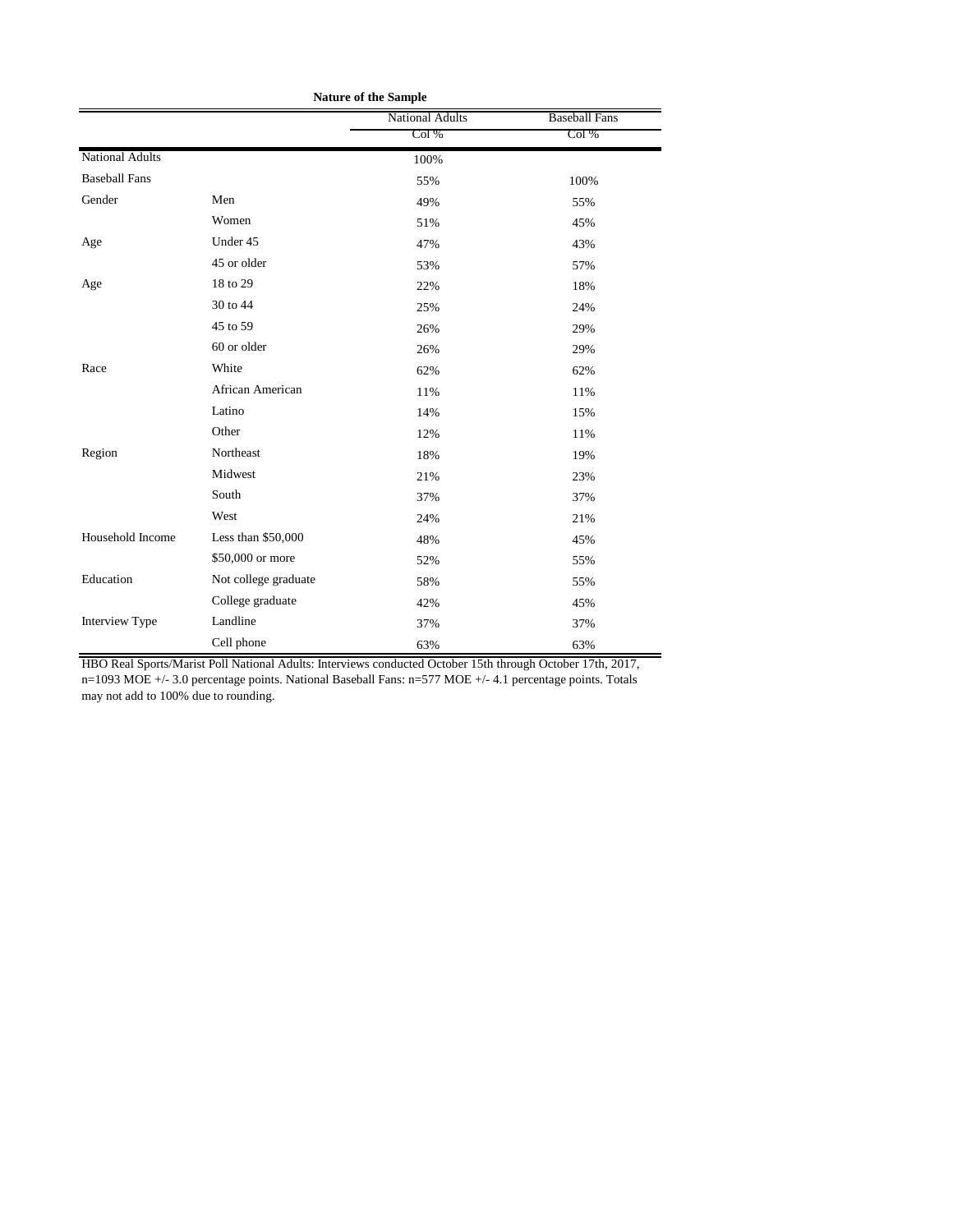**Nature of the Sample**

| | | National Adults | Baseball Fans |
|---|---|---|---|
| | | Col % | Col % |
| National Adults | | 100% | |
| Baseball Fans | | 55% | 100% |
| Gender | Men | 49% | 55% |
| | Women | 51% | 45% |
| Age | Under 45 | 47% | 43% |
| | 45 or older | 53% | 57% |
| Age | 18 to 29 | 22% | 18% |
| | 30 to 44 | 25% | 24% |
| | 45 to 59 | 26% | 29% |
| | 60 or older | 26% | 29% |
| Race | White | 62% | 62% |
| | African American | 11% | 11% |
| | Latino | 14% | 15% |
| | Other | 12% | 11% |
| Region | Northeast | 18% | 19% |
| | Midwest | 21% | 23% |
| | South | 37% | 37% |
| | West | 24% | 21% |
| Household Income | Less than $50,000 | 48% | 45% |
| | $50,000 or more | 52% | 55% |
| Education | Not college graduate | 58% | 55% |
| | College graduate | 42% | 45% |
| Interview Type | Landline | 37% | 37% |
| | Cell phone | 63% | 63% |

HBO Real Sports/Marist Poll National Adults: Interviews conducted October 15th through October 17th, 2017, n=1093 MOE +/- 3.0 percentage points. National Baseball Fans: n=577 MOE +/- 4.1 percentage points. Totals may not add to 100% due to rounding.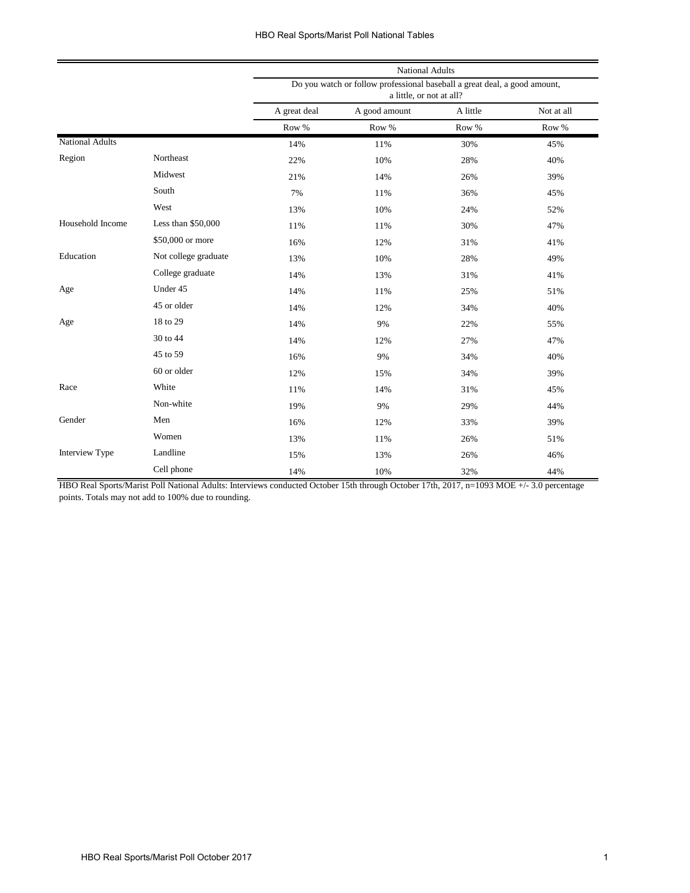| | | National Adults | | | |
|---|---|---|---|---|---|
| | | Do you watch or follow professional baseball a great deal, a good amount, a little, or not at all? | | | |
| | | A great deal | A good amount | A little | Not at all |
| | | Row % | Row % | Row % | Row % |
| National Adults | | 14% | 11% | 30% | 45% |
| Region | Northeast | 22% | 10% | 28% | 40% |
| | Midwest | 21% | 14% | 26% | 39% |
| | South | 7% | 11% | 36% | 45% |
| | West | 13% | 10% | 24% | 52% |
| Household Income | Less than $50,000 | 11% | 11% | 30% | 47% |
| | $50,000 or more | 16% | 12% | 31% | 41% |
| Education | Not college graduate | 13% | 10% | 28% | 49% |
| | College graduate | 14% | 13% | 31% | 41% |
| Age | Under 45 | 14% | 11% | 25% | 51% |
| | 45 or older | 14% | 12% | 34% | 40% |
| Age | 18 to 29 | 14% | 9% | 22% | 55% |
| | 30 to 44 | 14% | 12% | 27% | 47% |
| | 45 to 59 | 16% | 9% | 34% | 40% |
| | 60 or older | 12% | 15% | 34% | 39% |
| Race | White | 11% | 14% | 31% | 45% |
| | Non-white | 19% | 9% | 29% | 44% |
| Gender | Men | 16% | 12% | 33% | 39% |
| | Women | 13% | 11% | 26% | 51% |
| Interview Type | Landline | 15% | 13% | 26% | 46% |
| | Cell phone | 14% | 10% | 32% | 44% |

HBO Real Sports/Marist Poll National Adults: Interviews conducted October 15th through October 17th, 2017, n=1093 MOE +/- 3.0 percentage points. Totals may not add to 100% due to rounding.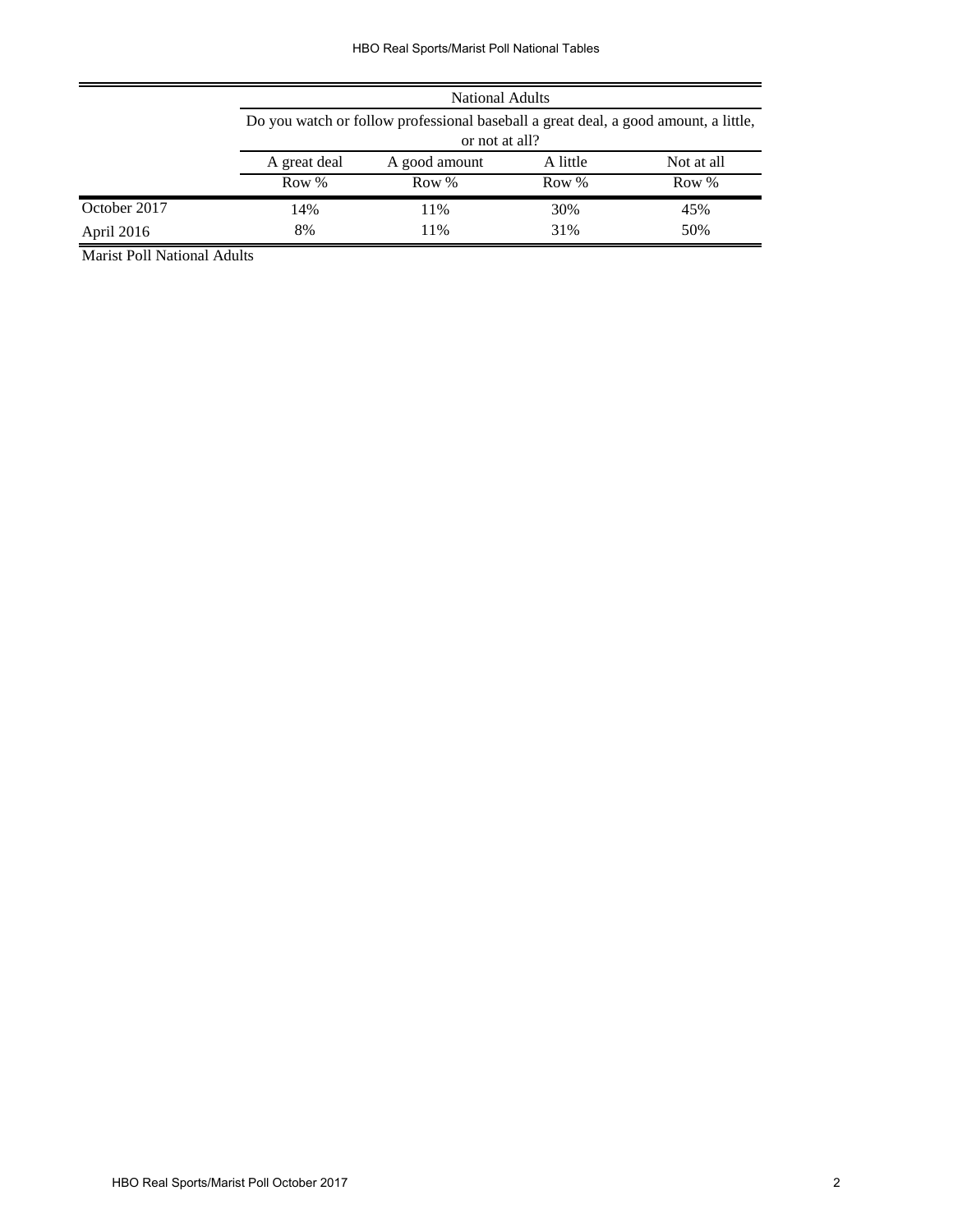| | National Adults | | | |
|---|---|---|---|---|
| | Do you watch or follow professional baseball a great deal, a good amount, a little, or not at all? | | | |
| | A great deal | A good amount | A little | Not at all |
| | Row % | Row % | Row % | Row % |
| October 2017 | 14% | 11% | 30% | 45% |
| April 2016 | 8% | 11% | 31% | 50% |

Marist Poll National Adults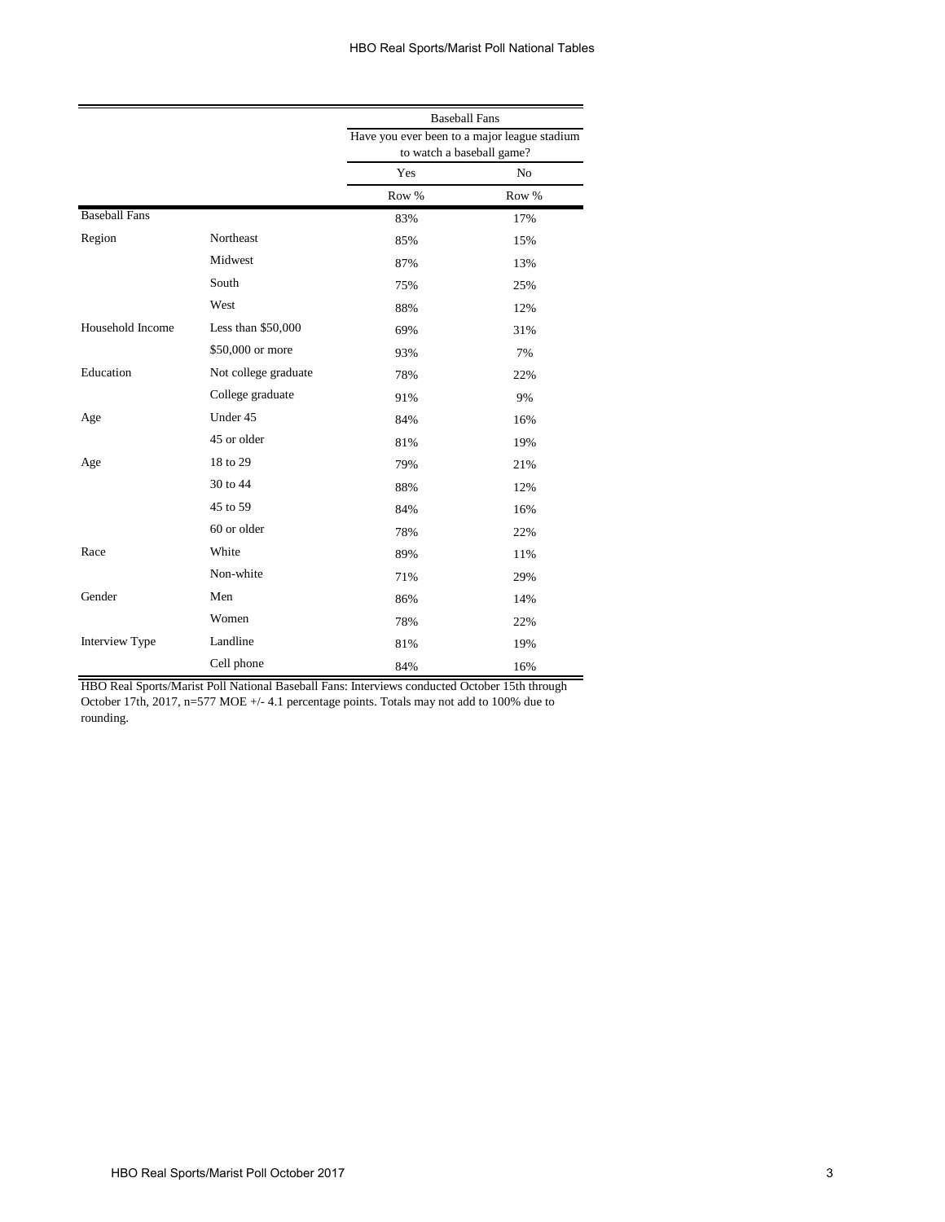| | | Baseball Fans | |
|---|---|---|---|
| | | Have you ever been to a major league stadium to watch a baseball game? | |
| | | Yes | No |
| | | Row % | Row % |
| Baseball Fans | | 83% | 17% |
| Region | Northeast | 85% | 15% |
| | Midwest | 87% | 13% |
| | South | 75% | 25% |
| | West | 88% | 12% |
| Household Income | Less than $50,000 | 69% | 31% |
| | $50,000 or more | 93% | 7% |
| Education | Not college graduate | 78% | 22% |
| | College graduate | 91% | 9% |
| Age | Under 45 | 84% | 16% |
| | 45 or older | 81% | 19% |
| Age | 18 to 29 | 79% | 21% |
| | 30 to 44 | 88% | 12% |
| | 45 to 59 | 84% | 16% |
| | 60 or older | 78% | 22% |
| Race | White | 89% | 11% |
| | Non-white | 71% | 29% |
| Gender | Men | 86% | 14% |
| | Women | 78% | 22% |
| Interview Type | Landline | 81% | 19% |
| | Cell phone | 84% | 16% |

HBO Real Sports/Marist Poll National Baseball Fans: Interviews conducted October 15th through October 17th, 2017, n=577 MOE +/- 4.1 percentage points. Totals may not add to 100% due to rounding.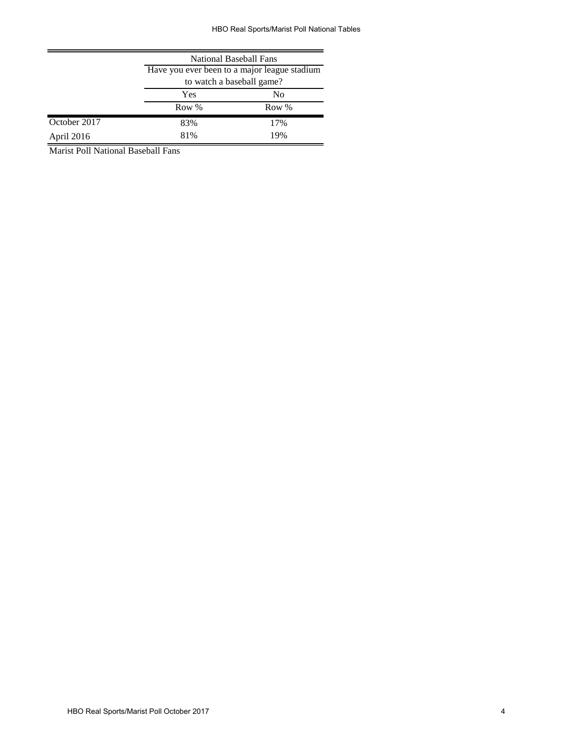| | National Baseball Fans | |
|---|---|---|
| | Have you ever been to a major league stadium to watch a baseball game? | |
| | Yes | No |
| | Row % | Row % |
| October 2017 | 83% | 17% |
| April 2016 | 81% | 19% |

Marist Poll National Baseball Fans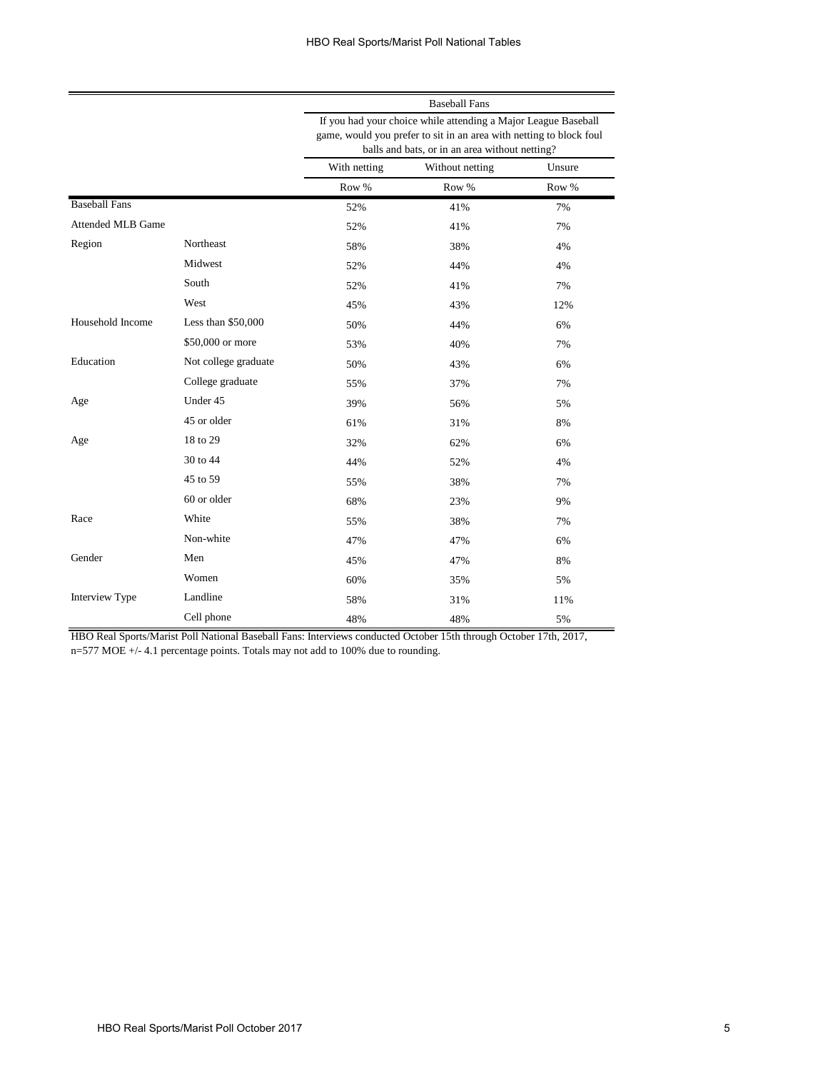| | | Baseball Fans | | |
|---|---|---|---|---|
| | | If you had your choice while attending a Major League Baseball game, would you prefer to sit in an area with netting to block foul balls and bats, or in an area without netting? | | |
| | | With netting | Without netting | Unsure |
| | | Row % | Row % | Row % |
| Baseball Fans | | 52% | 41% | 7% |
| Attended MLB Game | | 52% | 41% | 7% |
| Region | Northeast | 58% | 38% | 4% |
| | Midwest | 52% | 44% | 4% |
| | South | 52% | 41% | 7% |
| | West | 45% | 43% | 12% |
| Household Income | Less than $50,000 | 50% | 44% | 6% |
| | $50,000 or more | 53% | 40% | 7% |
| Education | Not college graduate | 50% | 43% | 6% |
| | College graduate | 55% | 37% | 7% |
| Age | Under 45 | 39% | 56% | 5% |
| | 45 or older | 61% | 31% | 8% |
| Age | 18 to 29 | 32% | 62% | 6% |
| | 30 to 44 | 44% | 52% | 4% |
| | 45 to 59 | 55% | 38% | 7% |
| | 60 or older | 68% | 23% | 9% |
| Race | White | 55% | 38% | 7% |
| | Non-white | 47% | 47% | 6% |
| Gender | Men | 45% | 47% | 8% |
| | Women | 60% | 35% | 5% |
| Interview Type | Landline | 58% | 31% | 11% |
| | Cell phone | 48% | 48% | 5% |

HBO Real Sports/Marist Poll National Baseball Fans: Interviews conducted October 15th through October 17th, 2017, n=577 MOE +/- 4.1 percentage points. Totals may not add to 100% due to rounding.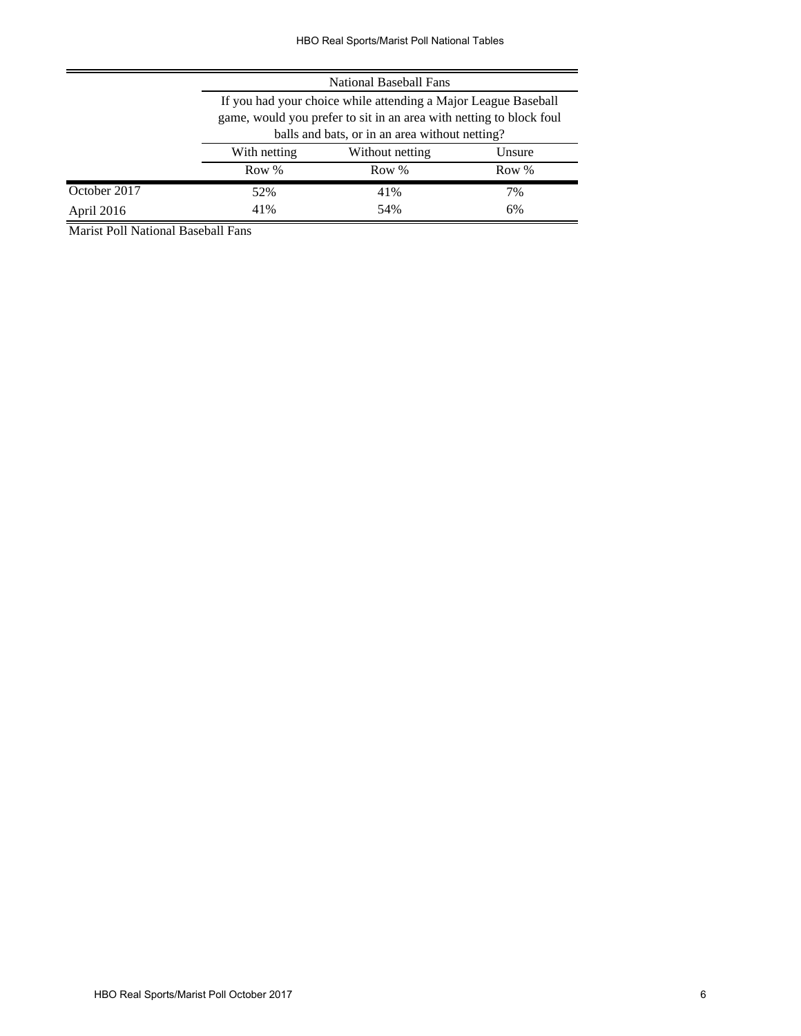| | National Baseball Fans | | |
|---|---|---|---|
| | If you had your choice while attending a Major League Baseball game, would you prefer to sit in an area with netting to block foul balls and bats, or in an area without netting? | | |
| | With netting | Without netting | Unsure |
| | Row % | Row % | Row % |
| October 2017 | 52% | 41% | 7% |
| April 2016 | 41% | 54% | 6% |

Marist Poll National Baseball Fans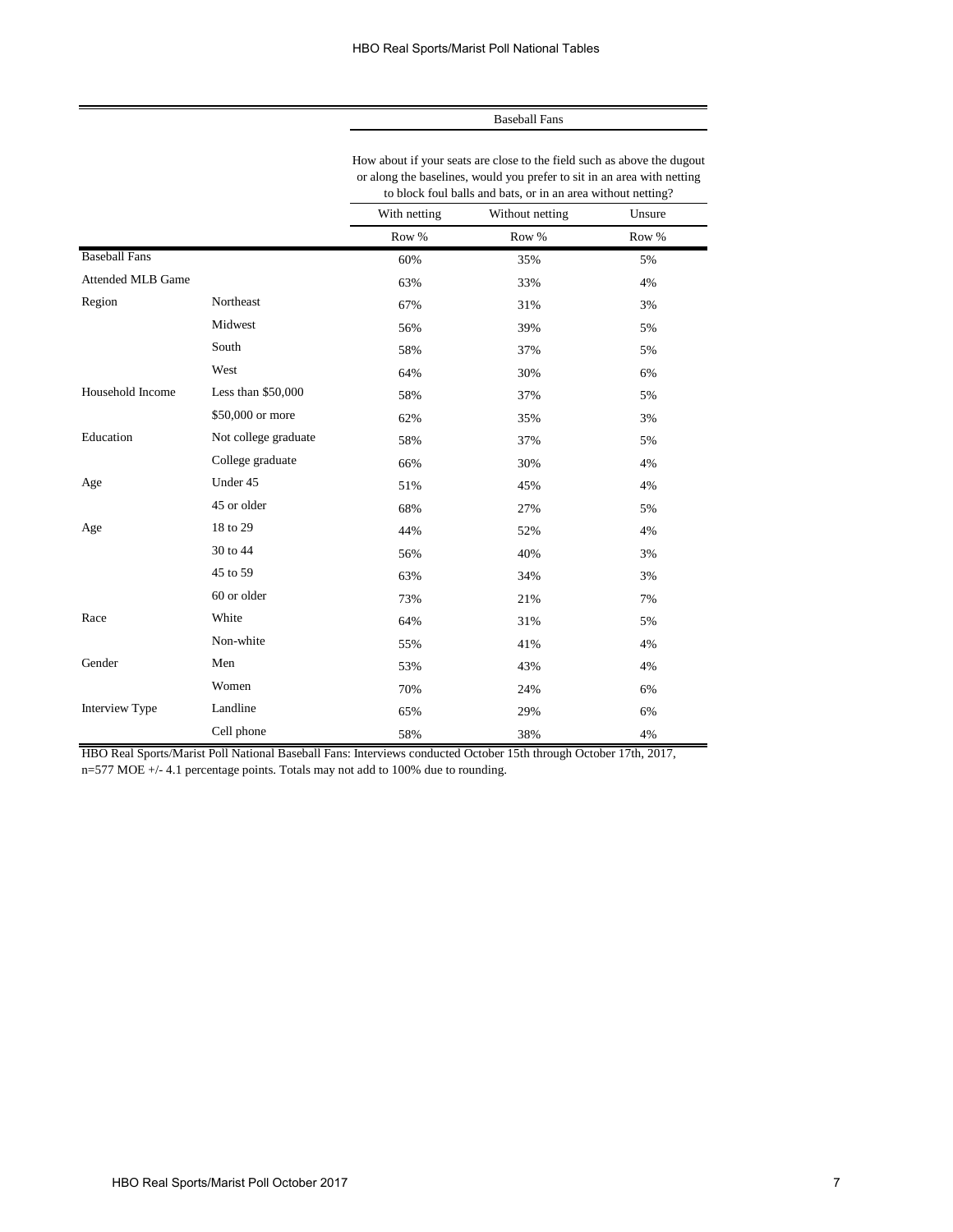| | | Baseball Fans | | |
|---|---|---|---|---|
| | | How about if your seats are close to the field such as above the dugout or along the baselines, would you prefer to sit in an area with netting to block foul balls and bats, or in an area without netting? | | |
| | | With netting | Without netting | Unsure |
| | | Row % | Row % | Row % |
| Baseball Fans | | 60% | 35% | 5% |
| Attended MLB Game | | 63% | 33% | 4% |
| Region | Northeast | 67% | 31% | 3% |
| | Midwest | 56% | 39% | 5% |
| | South | 58% | 37% | 5% |
| | West | 64% | 30% | 6% |
| Household Income | Less than $50,000 | 58% | 37% | 5% |
| | $50,000 or more | 62% | 35% | 3% |
| Education | Not college graduate | 58% | 37% | 5% |
| | College graduate | 66% | 30% | 4% |
| Age | Under 45 | 51% | 45% | 4% |
| | 45 or older | 68% | 27% | 5% |
| Age | 18 to 29 | 44% | 52% | 4% |
| | 30 to 44 | 56% | 40% | 3% |
| | 45 to 59 | 63% | 34% | 3% |
| | 60 or older | 73% | 21% | 7% |
| Race | White | 64% | 31% | 5% |
| | Non-white | 55% | 41% | 4% |
| Gender | Men | 53% | 43% | 4% |
| | Women | 70% | 24% | 6% |
| Interview Type | Landline | 65% | 29% | 6% |
| | Cell phone | 58% | 38% | 4% |

HBO Real Sports/Marist Poll National Baseball Fans: Interviews conducted October 15th through October 17th, 2017, n=577 MOE +/- 4.1 percentage points. Totals may not add to 100% due to rounding.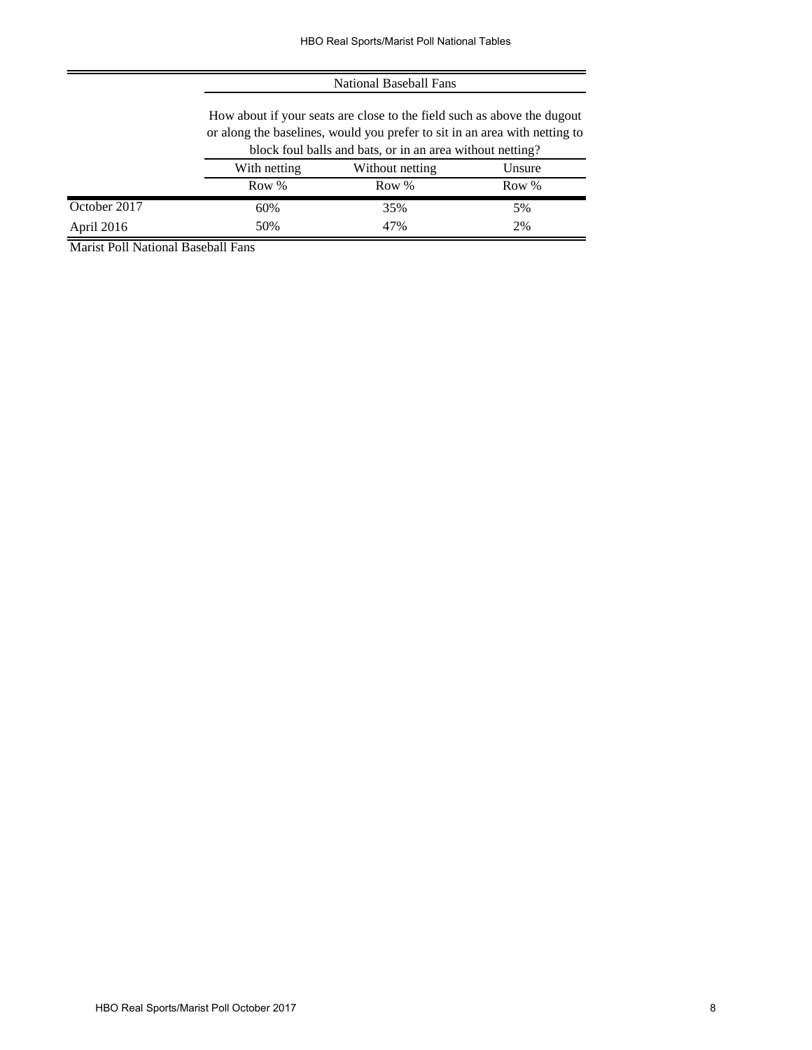| | National Baseball Fans | | |
|---|---|---|---|
| | How about if your seats are close to the field such as above the dugout or along the baselines, would you prefer to sit in an area with netting to block foul balls and bats, or in an area without netting? | | |
| | With netting | Without netting | Unsure |
| | Row % | Row % | Row % |
| October 2017 | 60% | 35% | 5% |
| April 2016 | 50% | 47% | 2% |

Marist Poll National Baseball Fans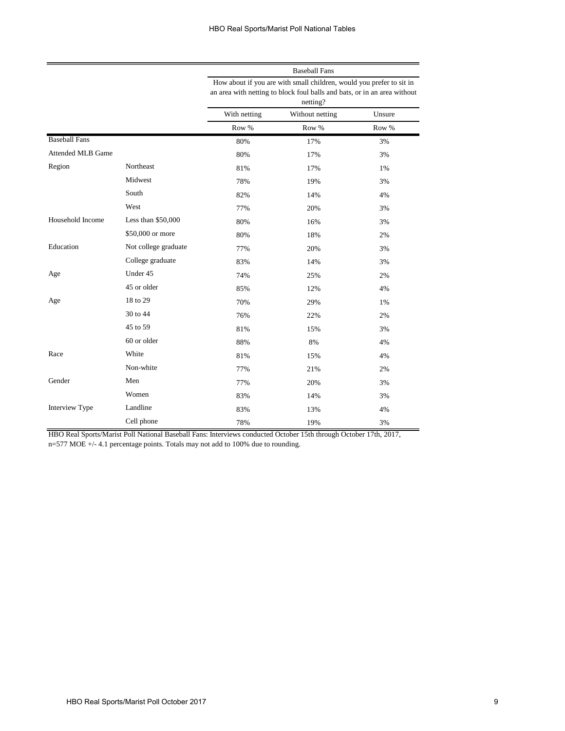| | | Baseball Fans | | |
|---|---|---|---|---|
| | | How about if you are with small children, would you prefer to sit in an area with netting to block foul balls and bats, or in an area without netting? | | |
| | | With netting | Without netting | Unsure |
| | | Row % | Row % | Row % |
| Baseball Fans | | 80% | 17% | 3% |
| Attended MLB Game | | 80% | 17% | 3% |
| Region | Northeast | 81% | 17% | 1% |
| | Midwest | 78% | 19% | 3% |
| | South | 82% | 14% | 4% |
| | West | 77% | 20% | 3% |
| Household Income | Less than $50,000 | 80% | 16% | 3% |
| | $50,000 or more | 80% | 18% | 2% |
| Education | Not college graduate | 77% | 20% | 3% |
| | College graduate | 83% | 14% | 3% |
| Age | Under 45 | 74% | 25% | 2% |
| | 45 or older | 85% | 12% | 4% |
| Age | 18 to 29 | 70% | 29% | 1% |
| | 30 to 44 | 76% | 22% | 2% |
| | 45 to 59 | 81% | 15% | 3% |
| | 60 or older | 88% | 8% | 4% |
| Race | White | 81% | 15% | 4% |
| | Non-white | 77% | 21% | 2% |
| Gender | Men | 77% | 20% | 3% |
| | Women | 83% | 14% | 3% |
| Interview Type | Landline | 83% | 13% | 4% |
| | Cell phone | 78% | 19% | 3% |

HBO Real Sports/Marist Poll National Baseball Fans: Interviews conducted October 15th through October 17th, 2017, n=577 MOE +/- 4.1 percentage points. Totals may not add to 100% due to rounding.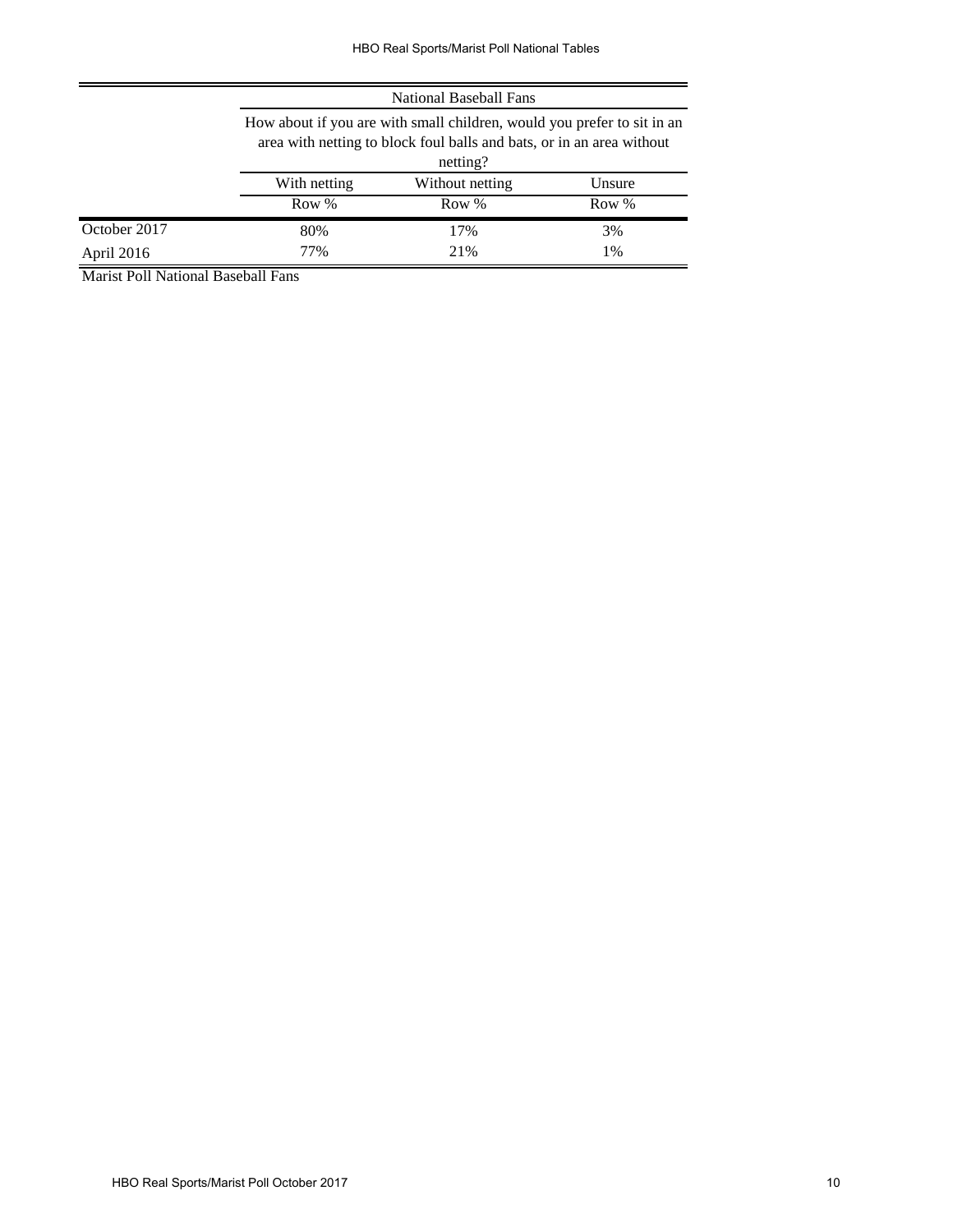| | National Baseball Fans | | |
|---|---|---|---|
| | How about if you are with small children, would you prefer to sit in an area with netting to block foul balls and bats, or in an area without netting? | | |
| | With netting | Without netting | Unsure |
| | Row % | Row % | Row % |
| October 2017 | 80% | 17% | 3% |
| April 2016 | 77% | 21% | 1% |

Marist Poll National Baseball Fans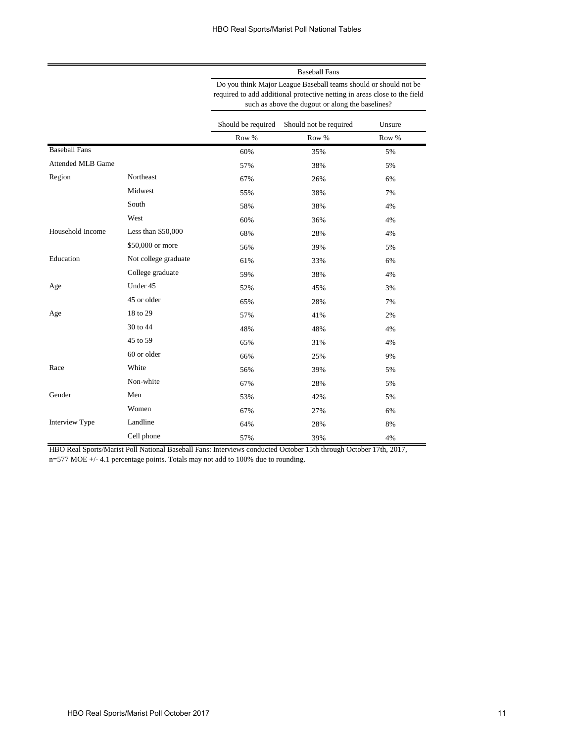| | | Baseball Fans | | |
|---|---|---|---|---|
| | | Do you think Major League Baseball teams should or should not be required to add additional protective netting in areas close to the field such as above the dugout or along the baselines? | | |
| | | Should be required | Should not be required | Unsure |
| | | Row % | Row % | Row % |
| Baseball Fans | | 60% | 35% | 5% |
| Attended MLB Game | | 57% | 38% | 5% |
| Region | Northeast | 67% | 26% | 6% |
| | Midwest | 55% | 38% | 7% |
| | South | 58% | 38% | 4% |
| | West | 60% | 36% | 4% |
| Household Income | Less than $50,000 | 68% | 28% | 4% |
| | $50,000 or more | 56% | 39% | 5% |
| Education | Not college graduate | 61% | 33% | 6% |
| | College graduate | 59% | 38% | 4% |
| Age | Under 45 | 52% | 45% | 3% |
| | 45 or older | 65% | 28% | 7% |
| Age | 18 to 29 | 57% | 41% | 2% |
| | 30 to 44 | 48% | 48% | 4% |
| | 45 to 59 | 65% | 31% | 4% |
| | 60 or older | 66% | 25% | 9% |
| Race | White | 56% | 39% | 5% |
| | Non-white | 67% | 28% | 5% |
| Gender | Men | 53% | 42% | 5% |
| | Women | 67% | 27% | 6% |
| Interview Type | Landline | 64% | 28% | 8% |
| | Cell phone | 57% | 39% | 4% |

HBO Real Sports/Marist Poll National Baseball Fans: Interviews conducted October 15th through October 17th, 2017, n=577 MOE +/- 4.1 percentage points. Totals may not add to 100% due to rounding.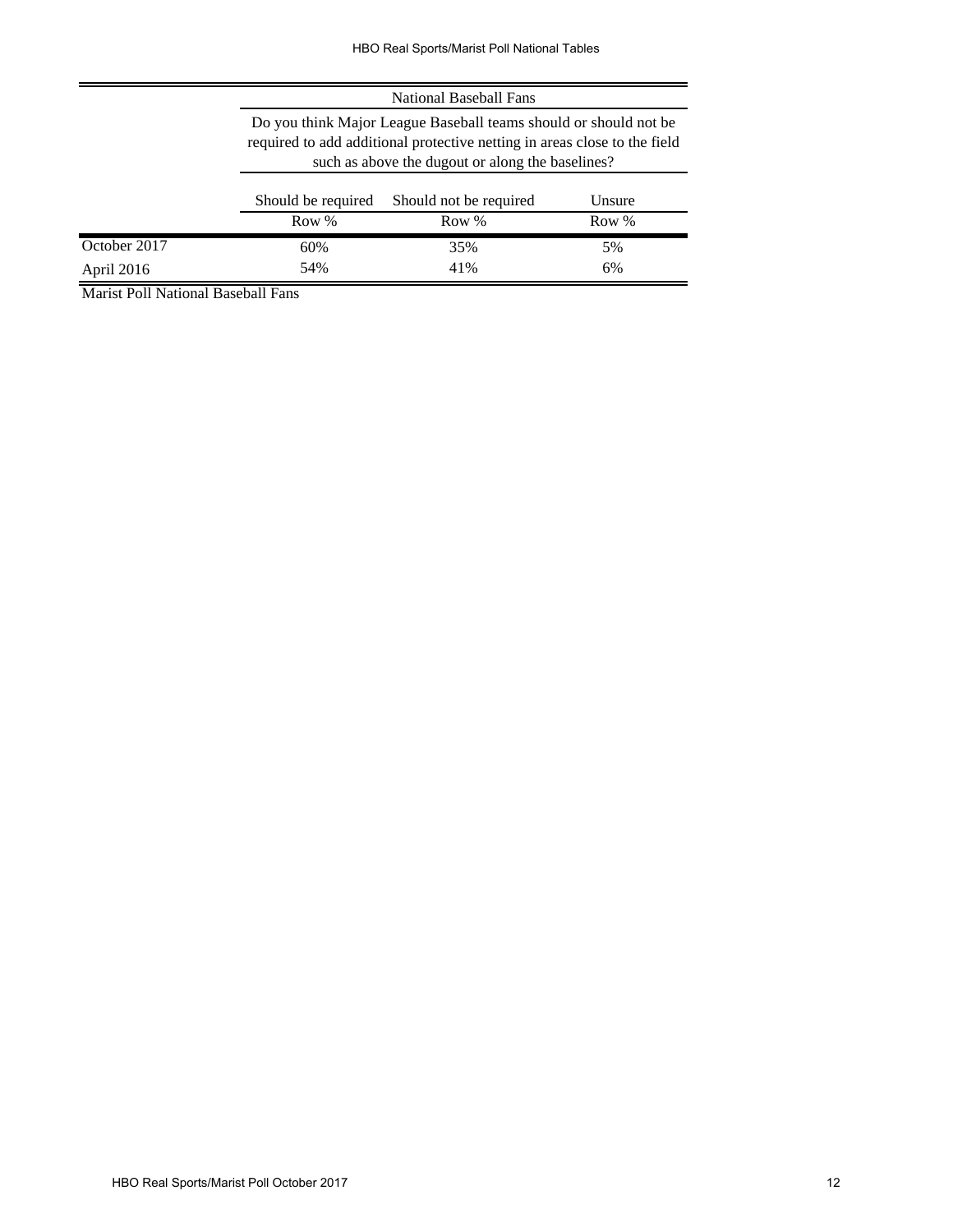| | National Baseball Fans | | |
|---|---|---|---|
| | Do you think Major League Baseball teams should or should not be required to add additional protective netting in areas close to the field such as above the dugout or along the baselines? | | |
| | Should be required | Should not be required | Unsure |
| | Row % | Row % | Row % |
| October 2017 | 60% | 35% | 5% |
| April 2016 | 54% | 41% | 6% |

Marist Poll National Baseball Fans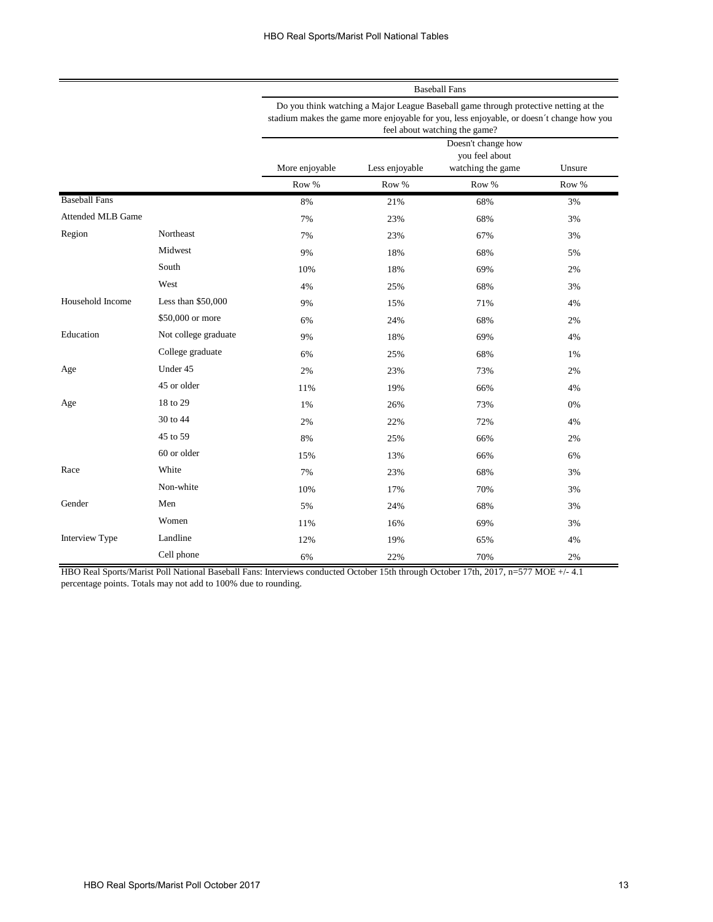| | | Baseball Fans | | | |
|---|---|---|---|---|---|
| | | Do you think watching a Major League Baseball game through protective netting at the stadium makes the game more enjoyable for you, less enjoyable, or doesn´t change how you feel about watching the game? | | | |
| | | More enjoyable | Less enjoyable | Doesn't change how you feel about watching the game | Unsure |
| | | Row % | Row % | Row % | Row % |
| Baseball Fans | | 8% | 21% | 68% | 3% |
| Attended MLB Game | | 7% | 23% | 68% | 3% |
| Region | Northeast | 7% | 23% | 67% | 3% |
| | Midwest | 9% | 18% | 68% | 5% |
| | South | 10% | 18% | 69% | 2% |
| | West | 4% | 25% | 68% | 3% |
| Household Income | Less than $50,000 | 9% | 15% | 71% | 4% |
| | $50,000 or more | 6% | 24% | 68% | 2% |
| Education | Not college graduate | 9% | 18% | 69% | 4% |
| | College graduate | 6% | 25% | 68% | 1% |
| Age | Under 45 | 2% | 23% | 73% | 2% |
| | 45 or older | 11% | 19% | 66% | 4% |
| Age | 18 to 29 | 1% | 26% | 73% | 0% |
| | 30 to 44 | 2% | 22% | 72% | 4% |
| | 45 to 59 | 8% | 25% | 66% | 2% |
| | 60 or older | 15% | 13% | 66% | 6% |
| Race | White | 7% | 23% | 68% | 3% |
| | Non-white | 10% | 17% | 70% | 3% |
| Gender | Men | 5% | 24% | 68% | 3% |
| | Women | 11% | 16% | 69% | 3% |
| Interview Type | Landline | 12% | 19% | 65% | 4% |
| | Cell phone | 6% | 22% | 70% | 2% |

HBO Real Sports/Marist Poll National Baseball Fans: Interviews conducted October 15th through October 17th, 2017, n=577 MOE +/- 4.1 percentage points. Totals may not add to 100% due to rounding.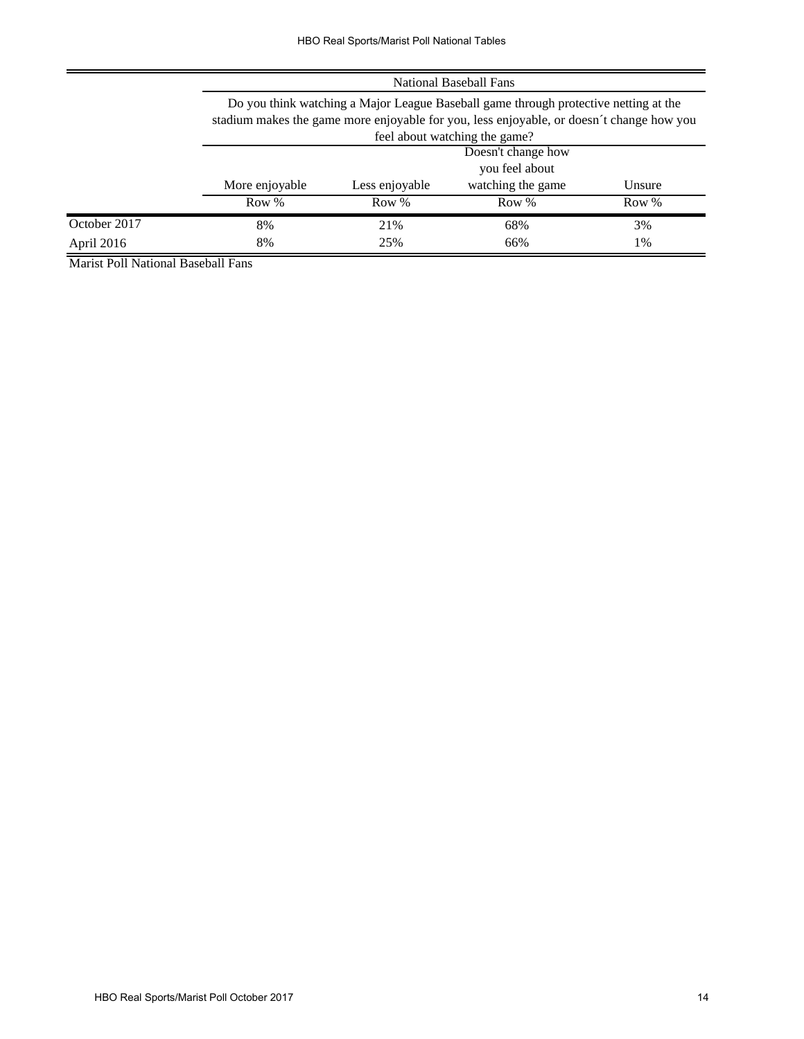| | National Baseball Fans | | | |
|---|---|---|---|---|
| | Do you think watching a Major League Baseball game through protective netting at the stadium makes the game more enjoyable for you, less enjoyable, or doesn´t change how you feel about watching the game? | | | |
| | More enjoyable | Less enjoyable | Doesn't change how you feel about watching the game | Unsure |
| | Row % | Row % | Row % | Row % |
| October 2017 | 8% | 21% | 68% | 3% |
| April 2016 | 8% | 25% | 66% | 1% |

Marist Poll National Baseball Fans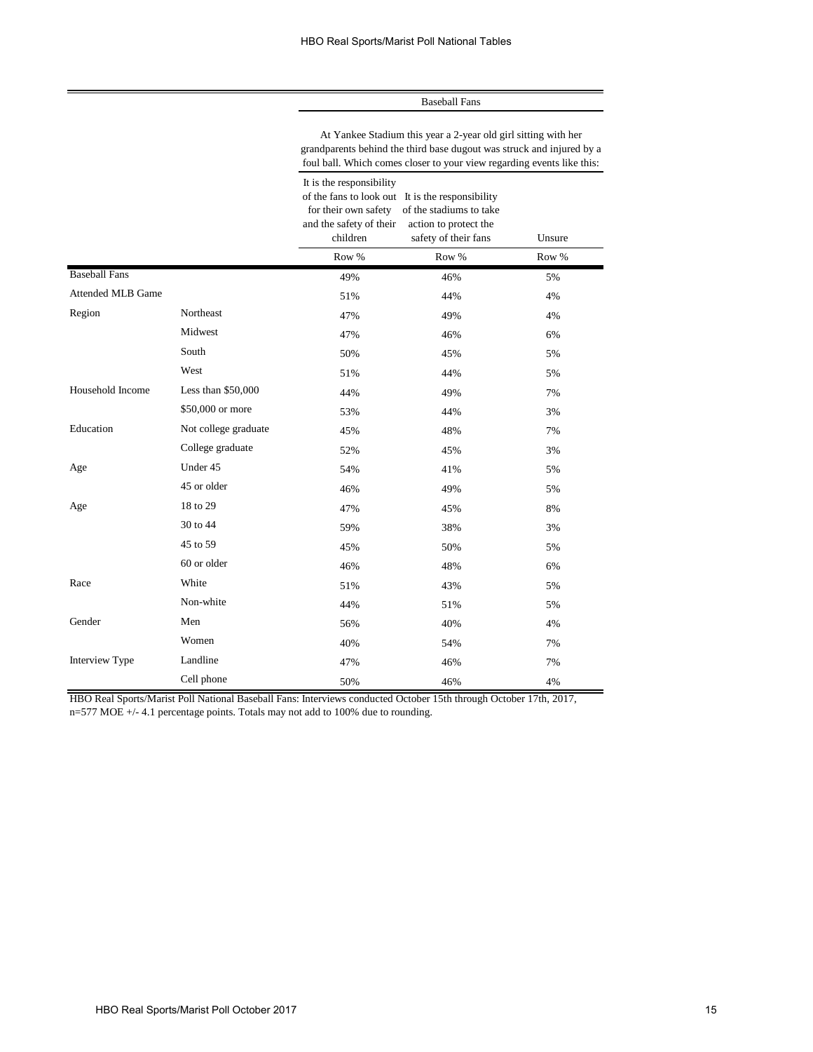| | | Baseball Fans | | |
|---|---|---|---|---|
| | | At Yankee Stadium this year a 2-year old girl sitting with her grandparents behind the third base dugout was struck and injured by a foul ball. Which comes closer to your view regarding events like this: | | |
| | | It is the responsibility of the fans to look out for their own safety and the safety of their children | It is the responsibility of the stadiums to take action to protect the safety of their fans | Unsure |
| | | Row % | Row % | Row % |
| Baseball Fans | | 49% | 46% | 5% |
| Attended MLB Game | | 51% | 44% | 4% |
| Region | Northeast | 47% | 49% | 4% |
| | Midwest | 47% | 46% | 6% |
| | South | 50% | 45% | 5% |
| | West | 51% | 44% | 5% |
| Household Income | Less than $50,000 | 44% | 49% | 7% |
| | $50,000 or more | 53% | 44% | 3% |
| Education | Not college graduate | 45% | 48% | 7% |
| | College graduate | 52% | 45% | 3% |
| Age | Under 45 | 54% | 41% | 5% |
| | 45 or older | 46% | 49% | 5% |
| Age | 18 to 29 | 47% | 45% | 8% |
| | 30 to 44 | 59% | 38% | 3% |
| | 45 to 59 | 45% | 50% | 5% |
| | 60 or older | 46% | 48% | 6% |
| Race | White | 51% | 43% | 5% |
| | Non-white | 44% | 51% | 5% |
| Gender | Men | 56% | 40% | 4% |
| | Women | 40% | 54% | 7% |
| Interview Type | Landline | 47% | 46% | 7% |
| | Cell phone | 50% | 46% | 4% |

HBO Real Sports/Marist Poll National Baseball Fans: Interviews conducted October 15th through October 17th, 2017, n=577 MOE +/- 4.1 percentage points. Totals may not add to 100% due to rounding.